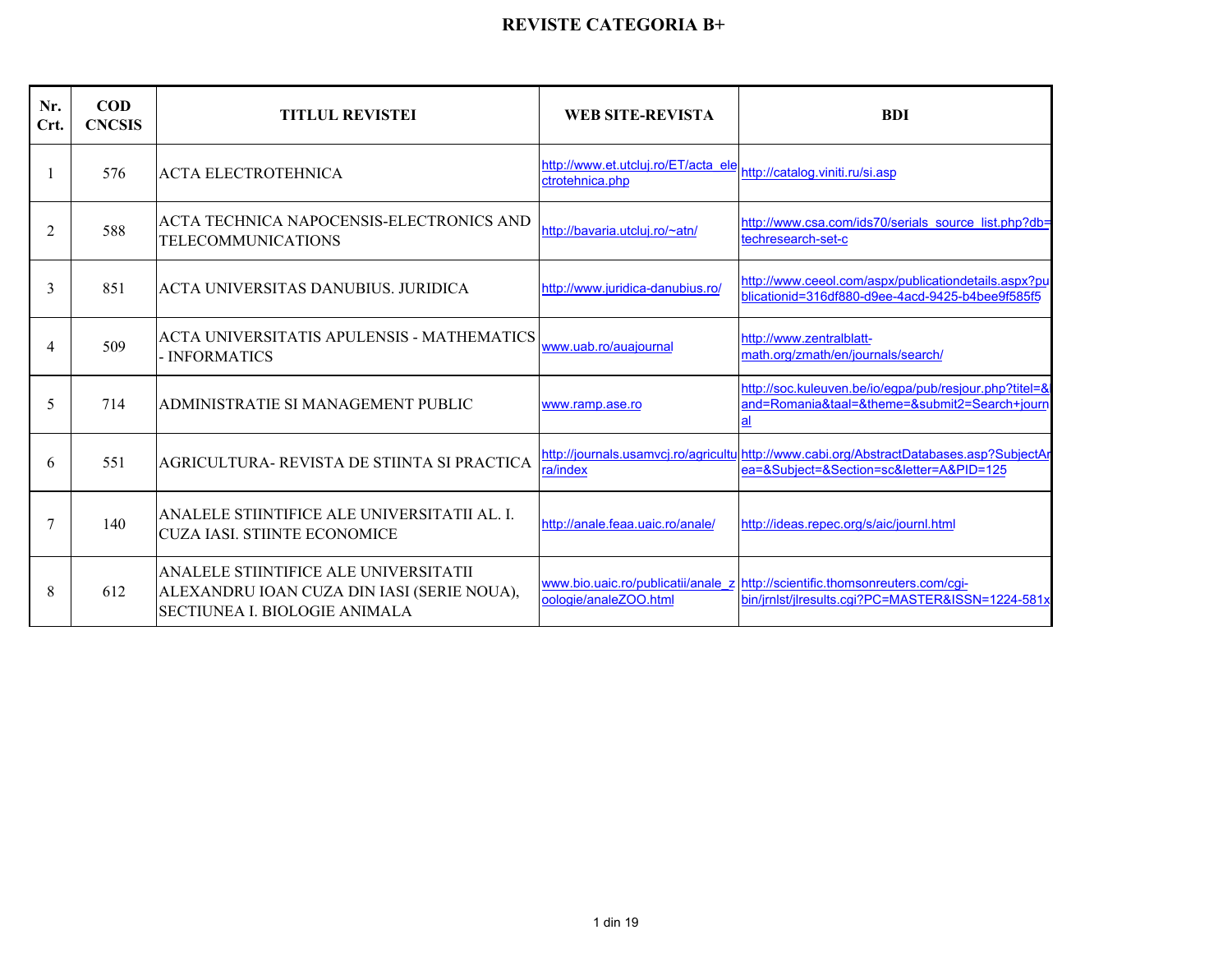# REVISTE CATEGORIA B+

| Nr. Crt. | COD CNCSIS | TITLUL REVISTEI | WEB SITE-REVISTA | BDI |
|---|---|---|---|---|
| 1 | 576 | ACTA ELECTROTEHNICA | http://www.et.utcluj.ro/ET/acta_electrotehnica.php | http://catalog.viniti.ru/si.asp |
| 2 | 588 | ACTA TECHNICA NAPOCENSIS-ELECTRONICS AND TELECOMMUNICATIONS | http://bavaria.utcluj.ro/~atn/ | http://www.csa.com/ids70/serials_source_list.php?db=techresearch-set-c |
| 3 | 851 | ACTA UNIVERSITAS DANUBIUS. JURIDICA | http://www.juridica-danubius.ro/ | http://www.ceeol.com/aspx/publicationdetails.aspx?publicationid=316df880-d9ee-4acd-9425-b4bee9f585f5 |
| 4 | 509 | ACTA UNIVERSITATIS APULENSIS - MATHEMATICS - INFORMATICS | www.uab.ro/auajournal | http://www.zentralblatt-math.org/zmath/en/journals/search/ |
| 5 | 714 | ADMINISTRATIE SI MANAGEMENT PUBLIC | www.ramp.ase.ro | http://soc.kuleuven.be/io/egpa/pub/resjour.php?titel=&land=Romania&taal=&theme=&submit2=Search+journal |
| 6 | 551 | AGRICULTURA- REVISTA DE STIINTA SI PRACTICA | http://journals.usamvcj.ro/agricultura/index | http://www.cabi.org/AbstractDatabases.asp?SubjectArea=&Subject=&Section=sc&letter=A&PID=125 |
| 7 | 140 | ANALELE STIINTIFICE ALE UNIVERSITATII AL. I. CUZA IASI. STIINTE ECONOMICE | http://anale.feaa.uaic.ro/anale/ | http://ideas.repec.org/s/aic/journl.html |
| 8 | 612 | ANALELE STIINTIFICE ALE UNIVERSITATII ALEXANDRU IOAN CUZA DIN IASI (SERIE NOUA), SECTIUNEA I. BIOLOGIE ANIMALA | www.bio.uaic.ro/publicatii/anale_zoologie/analeZOO.html | http://scientific.thomsonreuters.com/cgi-bin/jrnlst/jlresults.cgi?PC=MASTER&ISSN=1224-581x |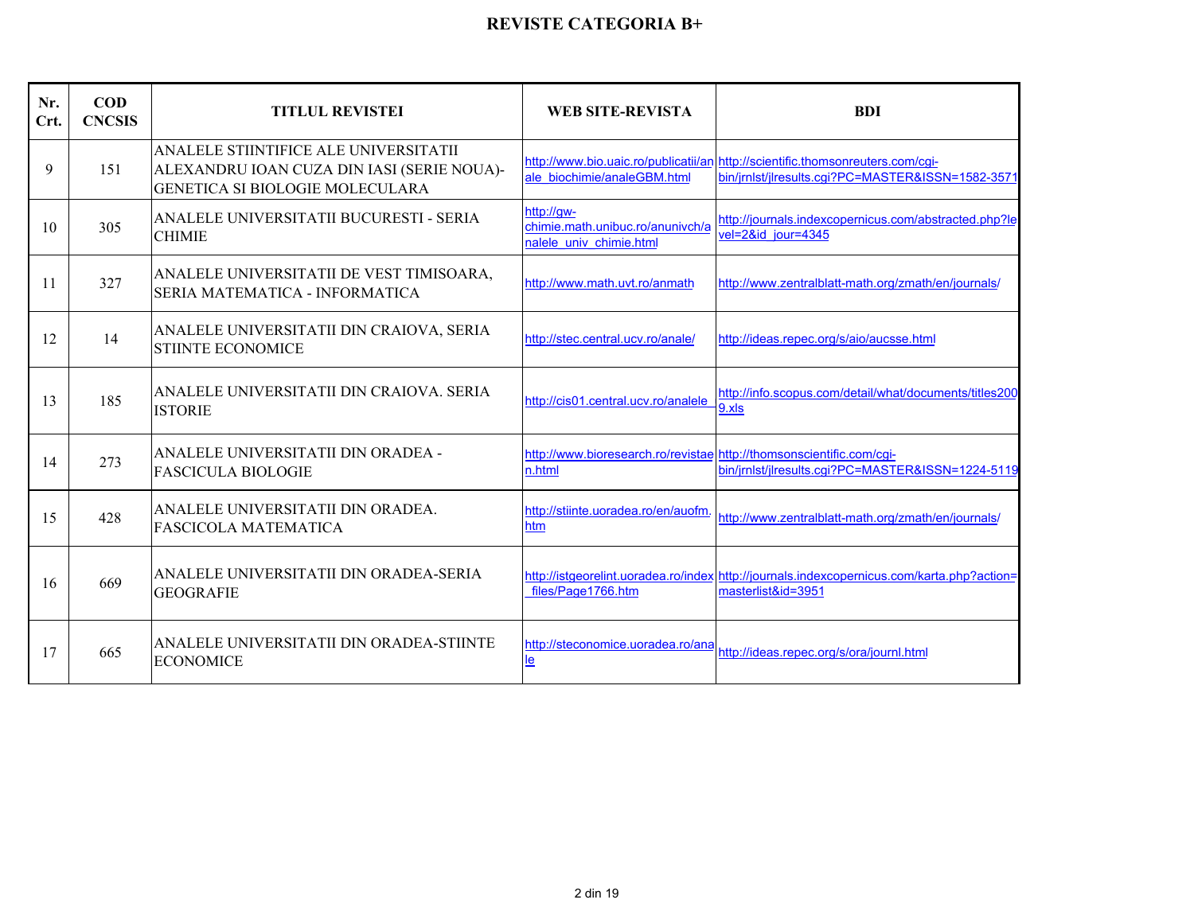# REVISTE CATEGORIA B+

| Nr. Crt. | COD CNCSIS | TITLUL REVISTEI | WEB SITE-REVISTA | BDI |
|---|---|---|---|---|
| 9 | 151 | ANALELE STIINTIFICE ALE UNIVERSITATII ALEXANDRU IOAN CUZA DIN IASI (SERIE NOUA)- GENETICA SI BIOLOGIE MOLECULARA | http://www.bio.uaic.ro/publicatii/anale_biochimie/analeGBM.html | http://scientific.thomsonreuters.com/cgi-bin/jrnlst/jlresults.cgi?PC=MASTER&ISSN=1582-3571 |
| 10 | 305 | ANALELE UNIVERSITATII BUCURESTI - SERIA CHIMIE | http://gw-chimie.math.unibuc.ro/anunivch/analele_univ_chimie.html | http://journals.indexcopernicus.com/abstracted.php?level=2&id_jour=4345 |
| 11 | 327 | ANALELE UNIVERSITATII DE VEST TIMISOARA, SERIA MATEMATICA - INFORMATICA | http://www.math.uvt.ro/anmath | http://www.zentralblatt-math.org/zmath/en/journals/ |
| 12 | 14 | ANALELE UNIVERSITATII DIN CRAIOVA, SERIA STIINTE ECONOMICE | http://stec.central.ucv.ro/anale/ | http://ideas.repec.org/s/aio/aucsse.html |
| 13 | 185 | ANALELE UNIVERSITATII DIN CRAIOVA. SERIA ISTORIE | http://cis01.central.ucv.ro/analele_ | http://info.scopus.com/detail/what/documents/titles2009.xls |
| 14 | 273 | ANALELE UNIVERSITATII DIN ORADEA - FASCICULA BIOLOGIE | http://www.bioresearch.ro/revistaen.html | http://thomsonscientific.com/cgi-bin/jrnlst/jlresults.cgi?PC=MASTER&ISSN=1224-5119 |
| 15 | 428 | ANALELE UNIVERSITATII DIN ORADEA. FASCICOLA MATEMATICA | http://stiinte.uoradea.ro/en/auofm.htm | http://www.zentralblatt-math.org/zmath/en/journals/ |
| 16 | 669 | ANALELE UNIVERSITATII DIN ORADEA-SERIA GEOGRAFIE | http://istgeorelint.uoradea.ro/index_files/Page1766.htm | http://journals.indexcopernicus.com/karta.php?action=masterlist&id=3951 |
| 17 | 665 | ANALELE UNIVERSITATII DIN ORADEA-STIINTE ECONOMICE | http://steconomice.uoradea.ro/anale | http://ideas.repec.org/s/ora/journl.html |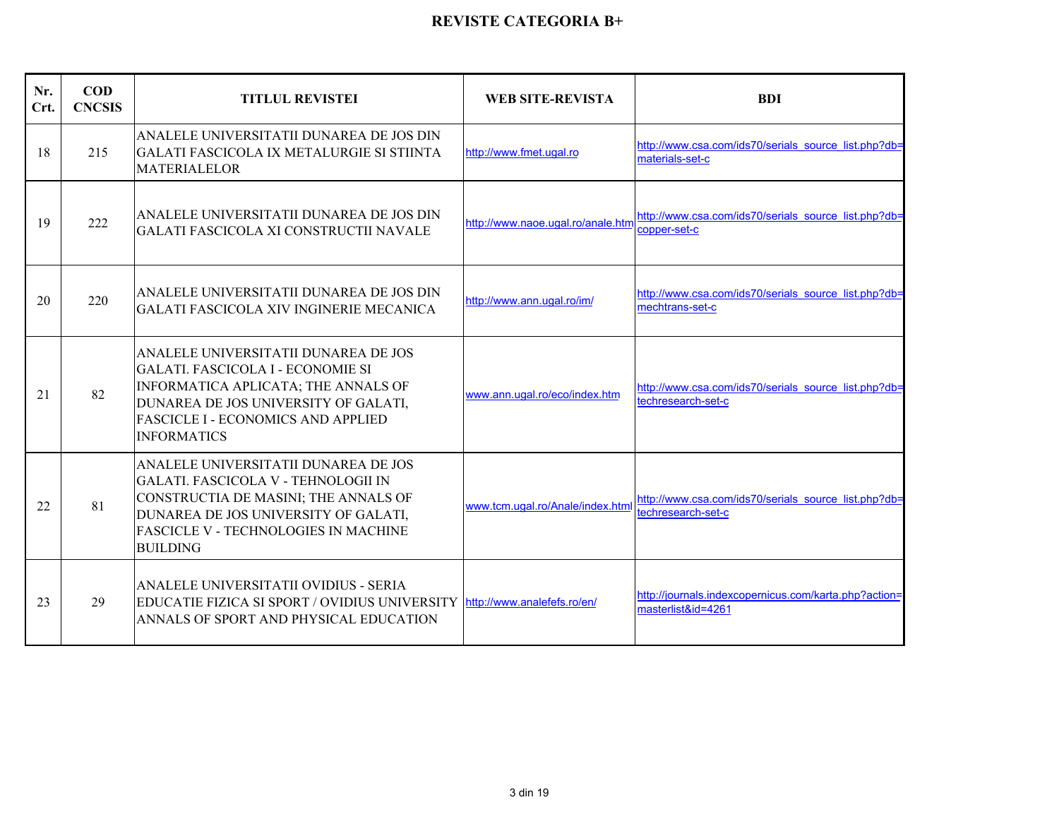# REVISTE CATEGORIA B+

| Nr. Crt. | COD CNCSIS | TITLUL REVISTEI | WEB SITE-REVISTA | BDI |
|---|---|---|---|---|
| 18 | 215 | ANALELE UNIVERSITATII DUNAREA DE JOS DIN GALATI FASCICOLA IX METALURGIE SI STIINTA MATERIALELOR | http://www.fmet.ugal.ro | http://www.csa.com/ids70/serials_source_list.php?db=materials-set-c |
| 19 | 222 | ANALELE UNIVERSITATII DUNAREA DE JOS DIN GALATI FASCICOLA XI CONSTRUCTII NAVALE | http://www.naoe.ugal.ro/anale.htm | http://www.csa.com/ids70/serials_source_list.php?db=copper-set-c |
| 20 | 220 | ANALELE UNIVERSITATII DUNAREA DE JOS DIN GALATI FASCICOLA XIV INGINERIE MECANICA | http://www.ann.ugal.ro/im/ | http://www.csa.com/ids70/serials_source_list.php?db=mechtrans-set-c |
| 21 | 82 | ANALELE UNIVERSITATII DUNAREA DE JOS GALATI. FASCICOLA I - ECONOMIE SI INFORMATICA APLICATA; THE ANNALS OF DUNAREA DE JOS UNIVERSITY OF GALATI, FASCICLE I - ECONOMICS AND APPLIED INFORMATICS | www.ann.ugal.ro/eco/index.htm | http://www.csa.com/ids70/serials_source_list.php?db=techresearch-set-c |
| 22 | 81 | ANALELE UNIVERSITATII DUNAREA DE JOS GALATI. FASCICOLA V - TEHNOLOGII IN CONSTRUCTIA DE MASINI; THE ANNALS OF DUNAREA DE JOS UNIVERSITY OF GALATI, FASCICLE V - TECHNOLOGIES IN MACHINE BUILDING | www.tcm.ugal.ro/Anale/index.html | http://www.csa.com/ids70/serials_source_list.php?db=techresearch-set-c |
| 23 | 29 | ANALELE UNIVERSITATII OVIDIUS - SERIA EDUCATIE FIZICA SI SPORT / OVIDIUS UNIVERSITY ANNALS OF SPORT AND PHYSICAL EDUCATION | http://www.analefefs.ro/en/ | http://journals.indexcopernicus.com/karta.php?action=masterlist&id=4261 |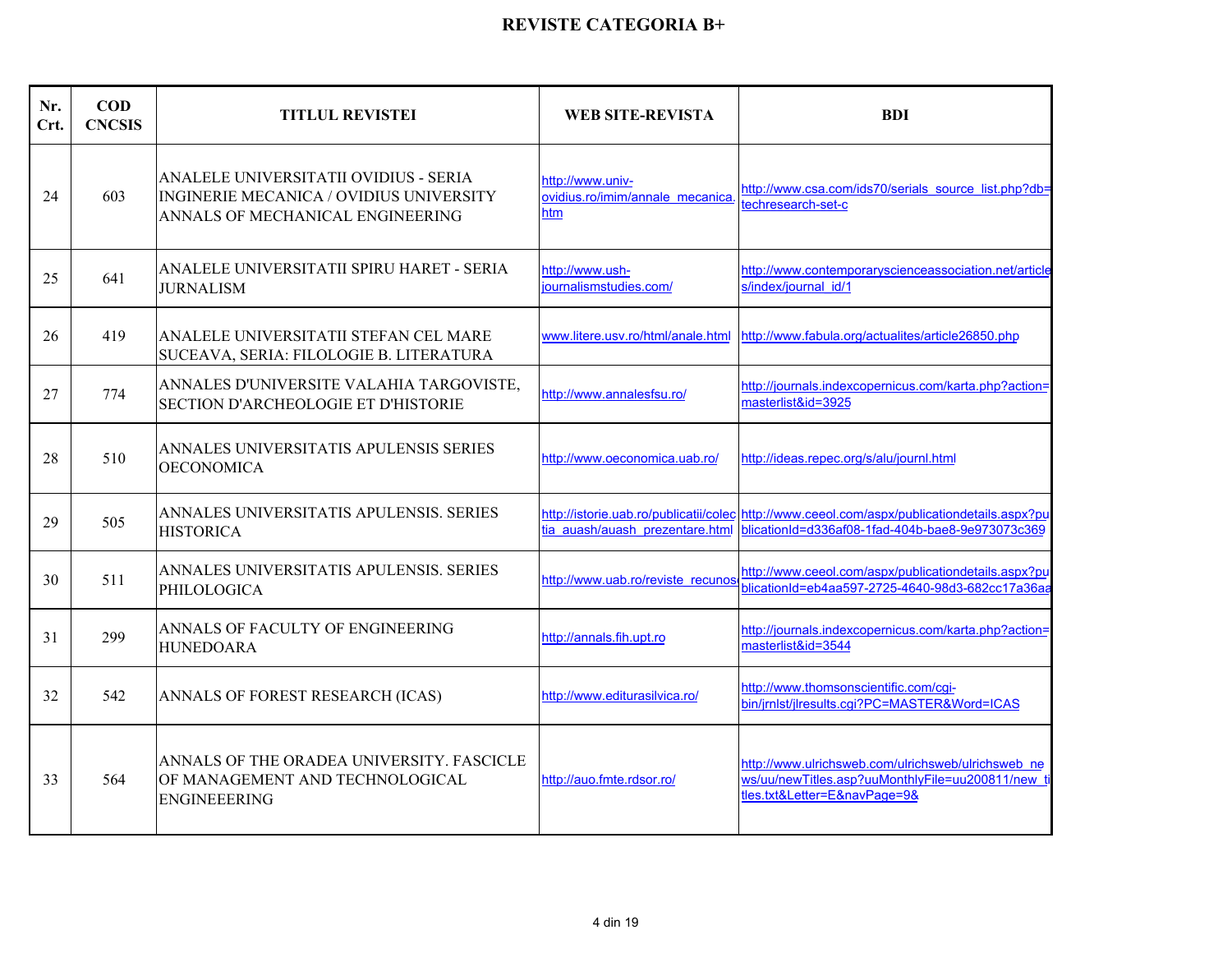# REVISTE CATEGORIA B+

| Nr. Crt. | COD CNCSIS | TITLUL REVISTEI | WEB SITE-REVISTA | BDI |
|---|---|---|---|---|
| 24 | 603 | ANALELE UNIVERSITATII OVIDIUS - SERIA INGINERIE MECANICA / OVIDIUS UNIVERSITY ANNALS OF MECHANICAL ENGINEERING | http://www.univ-ovidius.ro/imim/annale_mecanica.htm | http://www.csa.com/ids70/serials_source_list.php?db=techresearch-set-c |
| 25 | 641 | ANALELE UNIVERSITATII SPIRU HARET - SERIA JURNALISM | http://www.ush-journalismstudies.com/ | http://www.contemporaryscienceassociation.net/articles/index/journal_id/1 |
| 26 | 419 | ANALELE UNIVERSITATII STEFAN CEL MARE SUCEAVA, SERIA: FILOLOGIE B. LITERATURA | www.litere.usv.ro/html/anale.html | http://www.fabula.org/actualites/article26850.php |
| 27 | 774 | ANNALES D'UNIVERSITE VALAHIA TARGOVISTE, SECTION D'ARCHEOLOGIE ET D'HISTORIE | http://www.annalesfsu.ro/ | http://journals.indexcopernicus.com/karta.php?action=masterlist&id=3925 |
| 28 | 510 | ANNALES UNIVERSITATIS APULENSIS SERIES OECONOMICA | http://www.oeconomica.uab.ro/ | http://ideas.repec.org/s/alu/journl.html |
| 29 | 505 | ANNALES UNIVERSITATIS APULENSIS. SERIES HISTORICA | http://istorie.uab.ro/publicatii/colectia_auash/auash_prezentare.html | http://www.ceeol.com/aspx/publicationdetails.aspx?publicationId=d336af08-1fad-404b-bae8-9e973073c369 |
| 30 | 511 | ANNALES UNIVERSITATIS APULENSIS. SERIES PHILOLOGICA | http://www.uab.ro/reviste_recunos | http://www.ceeol.com/aspx/publicationdetails.aspx?publicationId=eb4aa597-2725-4640-98d3-682cc17a36aa |
| 31 | 299 | ANNALS OF FACULTY OF ENGINEERING HUNEDOARA | http://annals.fih.upt.ro | http://journals.indexcopernicus.com/karta.php?action=masterlist&id=3544 |
| 32 | 542 | ANNALS OF FOREST RESEARCH (ICAS) | http://www.editurasilvica.ro/ | http://www.thomsonscientific.com/cgi-bin/jrnlst/jlresults.cgi?PC=MASTER&Word=ICAS |
| 33 | 564 | ANNALS OF THE ORADEA UNIVERSITY. FASCICLE OF MANAGEMENT AND TECHNOLOGICAL ENGINEEERING | http://auo.fmte.rdsor.ro/ | http://www.ulrichsweb.com/ulrichsweb/ulrichsweb_news/uu/newTitles.asp?uuMonthlyFile=uu200811/new_titles.txt&Letter=E&navPage=9& |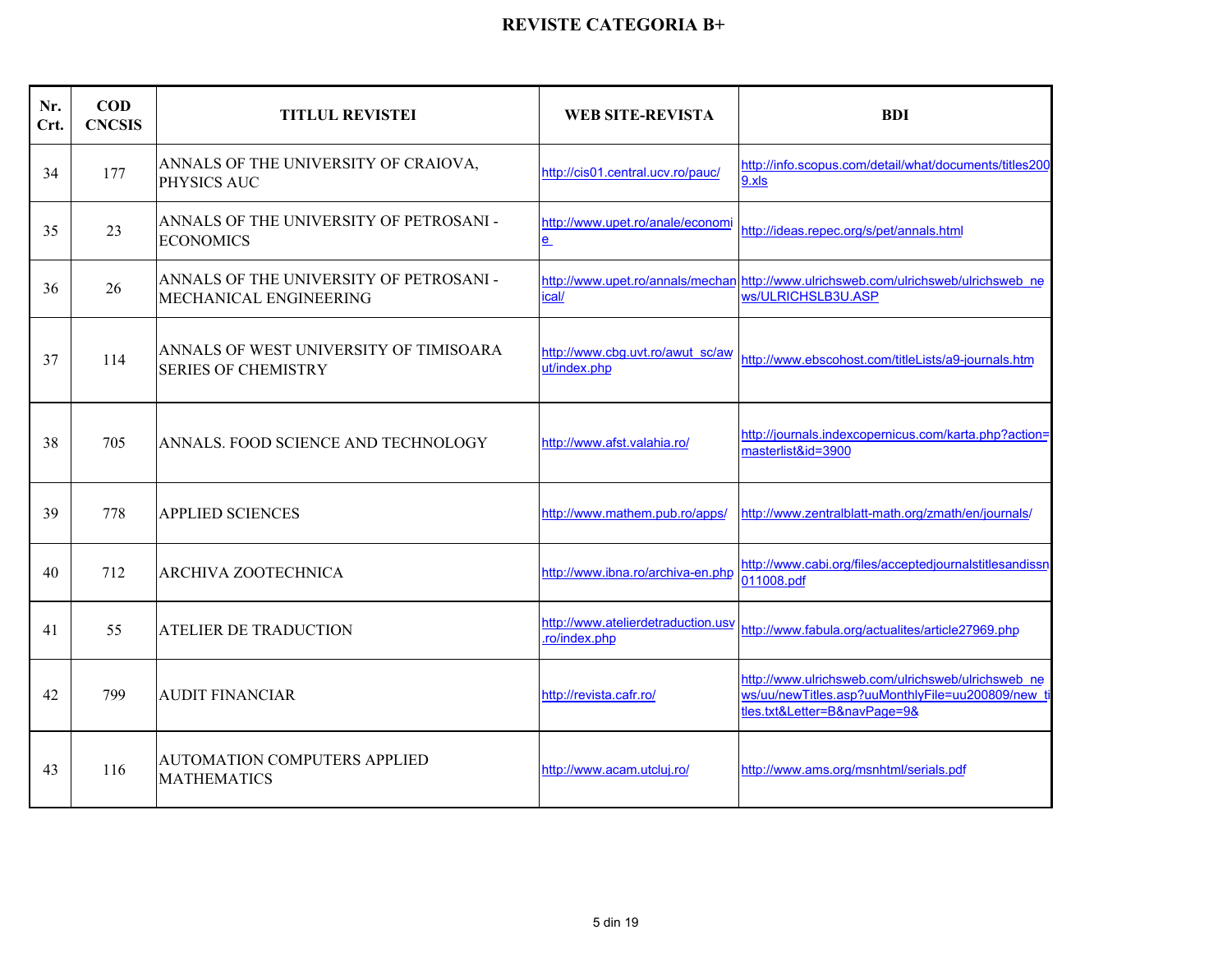# REVISTE CATEGORIA B+

| Nr. Crt. | COD CNCSIS | TITLUL REVISTEI | WEB SITE-REVISTA | BDI |
|---|---|---|---|---|
| 34 | 177 | ANNALS OF THE UNIVERSITY OF CRAIOVA, PHYSICS AUC | http://cis01.central.ucv.ro/pauc/ | http://info.scopus.com/detail/what/documents/titles2009.xls |
| 35 | 23 | ANNALS OF THE UNIVERSITY OF PETROSANI - ECONOMICS | http://www.upet.ro/anale/economie | http://ideas.repec.org/s/pet/annals.html |
| 36 | 26 | ANNALS OF THE UNIVERSITY OF PETROSANI - MECHANICAL ENGINEERING | http://www.upet.ro/annals/mechanical/ | http://www.ulrichsweb.com/ulrichsweb/ulrichsweb_news/ULRICHSLB3U.ASP |
| 37 | 114 | ANNALS OF WEST UNIVERSITY OF TIMISOARA SERIES OF CHEMISTRY | http://www.cbg.uvt.ro/awut_sc/awut/index.php | http://www.ebscohost.com/titleLists/a9-journals.htm |
| 38 | 705 | ANNALS. FOOD SCIENCE AND TECHNOLOGY | http://www.afst.valahia.ro/ | http://journals.indexcopernicus.com/karta.php?action=masterlist&id=3900 |
| 39 | 778 | APPLIED SCIENCES | http://www.mathem.pub.ro/apps/ | http://www.zentralblatt-math.org/zmath/en/journals/ |
| 40 | 712 | ARCHIVA ZOOTECHNICA | http://www.ibna.ro/archiva-en.php | http://www.cabi.org/files/acceptedjournalstitlesandissn011008.pdf |
| 41 | 55 | ATELIER DE TRADUCTION | http://www.atelierdetraduction.usv.ro/index.php | http://www.fabula.org/actualites/article27969.php |
| 42 | 799 | AUDIT FINANCIAR | http://revista.cafr.ro/ | http://www.ulrichsweb.com/ulrichsweb/ulrichsweb_news/uu/newTitles.asp?uuMonthlyFile=uu200809/new_titles.txt&Letter=B&navPage=9& |
| 43 | 116 | AUTOMATION COMPUTERS APPLIED MATHEMATICS | http://www.acam.utcluj.ro/ | http://www.ams.org/msnhtml/serials.pdf |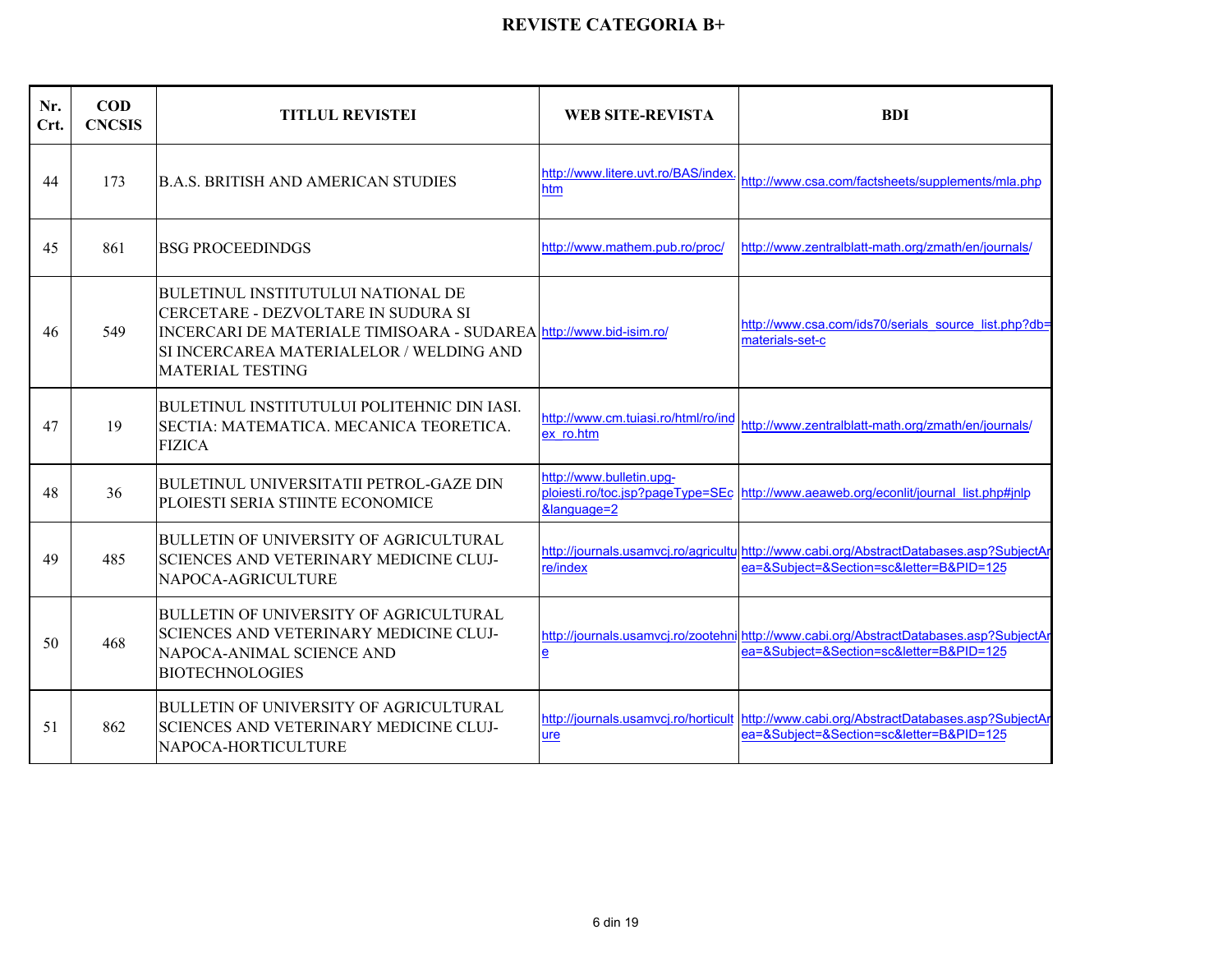# REVISTE CATEGORIA B+

| Nr. Crt. | COD CNCSIS | TITLUL REVISTEI | WEB SITE-REVISTA | BDI |
|---|---|---|---|---|
| 44 | 173 | B.A.S. BRITISH AND AMERICAN STUDIES | http://www.litere.uvt.ro/BAS/index.htm | http://www.csa.com/factsheets/supplements/mla.php |
| 45 | 861 | BSG PROCEEDINDGS | http://www.mathem.pub.ro/proc/ | http://www.zentralblatt-math.org/zmath/en/journals/ |
| 46 | 549 | BULETINUL INSTITUTULUI NATIONAL DE CERCETARE - DEZVOLTARE IN SUDURA SI INCERCARI DE MATERIALE TIMISOARA - SUDAREA SI INCERCAREA MATERIALELOR / WELDING AND MATERIAL TESTING | http://www.bid-isim.ro/ | http://www.csa.com/ids70/serials_source_list.php?db=materials-set-c |
| 47 | 19 | BULETINUL INSTITUTULUI POLITEHNIC DIN IASI. SECTIA: MATEMATICA. MECANICA TEORETICA. FIZICA | http://www.cm.tuiasi.ro/html/ro/index_ro.htm | http://www.zentralblatt-math.org/zmath/en/journals/ |
| 48 | 36 | BULETINUL UNIVERSITATII PETROL-GAZE DIN PLOIESTI SERIA STIINTE ECONOMICE | http://www.bulletin.upg-ploiesti.ro/toc.jsp?pageType=SEc&language=2 | http://www.aeaweb.org/econlit/journal_list.php#jnlp |
| 49 | 485 | BULLETIN OF UNIVERSITY OF AGRICULTURAL SCIENCES AND VETERINARY MEDICINE CLUJ-NAPOCA-AGRICULTURE | http://journals.usamvcj.ro/agriculture/index | http://www.cabi.org/AbstractDatabases.asp?SubjectArea=&Subject=&Section=sc&letter=B&PID=125 |
| 50 | 468 | BULLETIN OF UNIVERSITY OF AGRICULTURAL SCIENCES AND VETERINARY MEDICINE CLUJ-NAPOCA-ANIMAL SCIENCE AND BIOTECHNOLOGIES | http://journals.usamvcj.ro/zootehnie | http://www.cabi.org/AbstractDatabases.asp?SubjectArea=&Subject=&Section=sc&letter=B&PID=125 |
| 51 | 862 | BULLETIN OF UNIVERSITY OF AGRICULTURAL SCIENCES AND VETERINARY MEDICINE CLUJ-NAPOCA-HORTICULTURE | http://journals.usamvcj.ro/horticulture | http://www.cabi.org/AbstractDatabases.asp?SubjectArea=&Subject=&Section=sc&letter=B&PID=125 |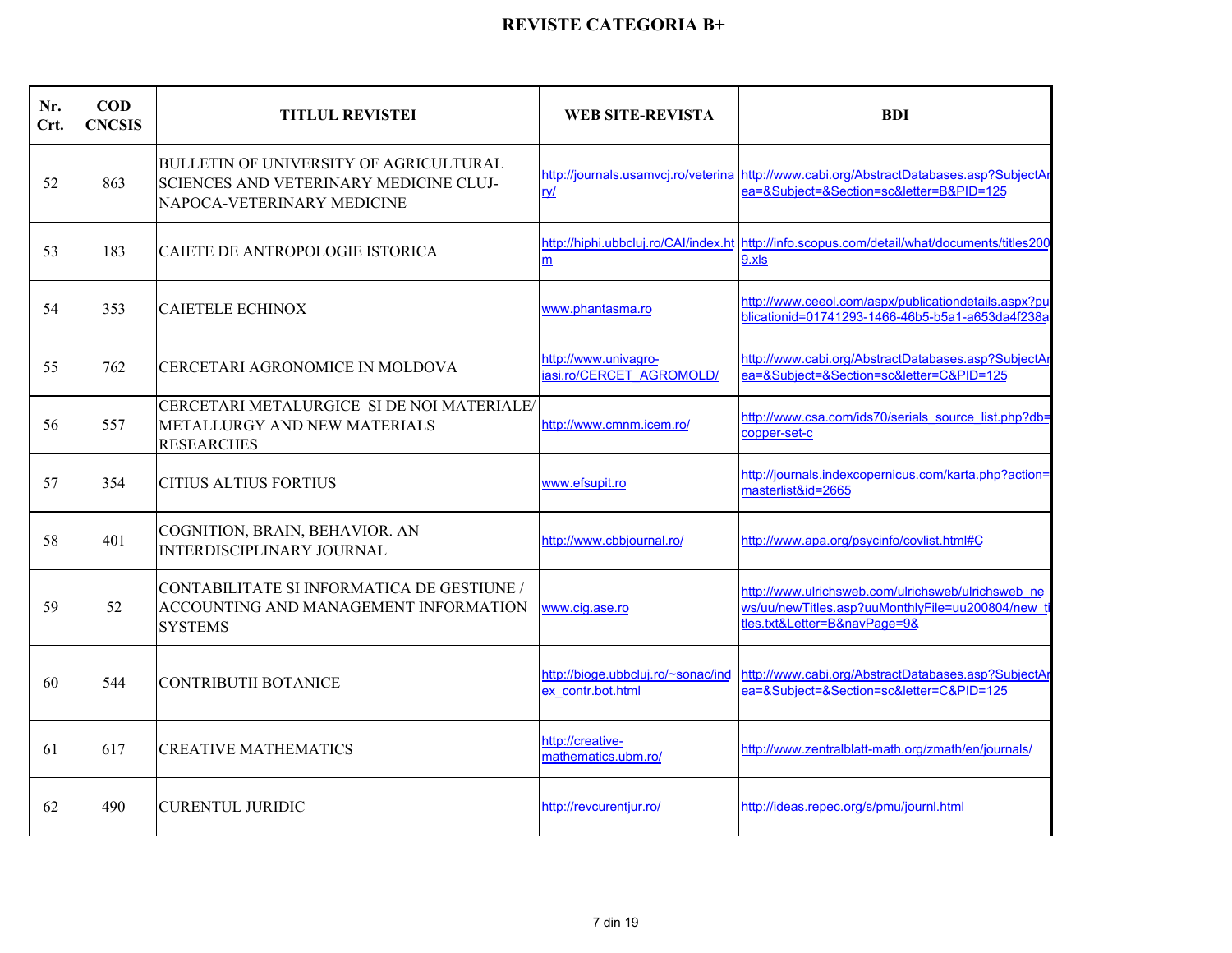# REVISTE CATEGORIA B+

| Nr. Crt. | COD CNCSIS | TITLUL REVISTEI | WEB SITE-REVISTA | BDI |
|---|---|---|---|---|
| 52 | 863 | BULLETIN OF UNIVERSITY OF AGRICULTURAL SCIENCES AND VETERINARY MEDICINE CLUJ-NAPOCA-VETERINARY MEDICINE | http://journals.usamvcj.ro/veterinary/ | http://www.cabi.org/AbstractDatabases.asp?SubjectArea=&Subject=&Section=sc&letter=B&PID=125 |
| 53 | 183 | CAIETE DE ANTROPOLOGIE ISTORICA | http://hiphi.ubbcluj.ro/CAI/index.htm | http://info.scopus.com/detail/what/documents/titles2009.xls |
| 54 | 353 | CAIETELE ECHINOX | www.phantasma.ro | http://www.ceeol.com/aspx/publicationdetails.aspx?publicationid=01741293-1466-46b5-b5a1-a653da4f238a |
| 55 | 762 | CERCETARI AGRONOMICE IN MOLDOVA | http://www.univagro-iasi.ro/CERCET_AGROMOLD/ | http://www.cabi.org/AbstractDatabases.asp?SubjectArea=&Subject=&Section=sc&letter=C&PID=125 |
| 56 | 557 | CERCETARI METALURGICE SI DE NOI MATERIALE/ METALLURGY AND NEW MATERIALS RESEARCHES | http://www.cmnm.icem.ro/ | http://www.csa.com/ids70/serials_source_list.php?db=copper-set-c |
| 57 | 354 | CITIUS ALTIUS FORTIUS | www.efsupit.ro | http://journals.indexcopernicus.com/karta.php?action=masterlist&id=2665 |
| 58 | 401 | COGNITION, BRAIN, BEHAVIOR. AN INTERDISCIPLINARY JOURNAL | http://www.cbbjournal.ro/ | http://www.apa.org/psycinfo/covlist.html#C |
| 59 | 52 | CONTABILITATE SI INFORMATICA DE GESTIUNE / ACCOUNTING AND MANAGEMENT INFORMATION SYSTEMS | www.cig.ase.ro | http://www.ulrichsweb.com/ulrichsweb/ulrichsweb_news/uu/newTitles.asp?uuMonthlyFile=uu200804/new_titles.txt&Letter=B&navPage=9& |
| 60 | 544 | CONTRIBUTII BOTANICE | http://bioge.ubbcluj.ro/~sonac/index_contr.bot.html | http://www.cabi.org/AbstractDatabases.asp?SubjectArea=&Subject=&Section=sc&letter=C&PID=125 |
| 61 | 617 | CREATIVE MATHEMATICS | http://creative-mathematics.ubm.ro/ | http://www.zentralblatt-math.org/zmath/en/journals/ |
| 62 | 490 | CURENTUL JURIDIC | http://revcurentjur.ro/ | http://ideas.repec.org/s/pmu/journl.html |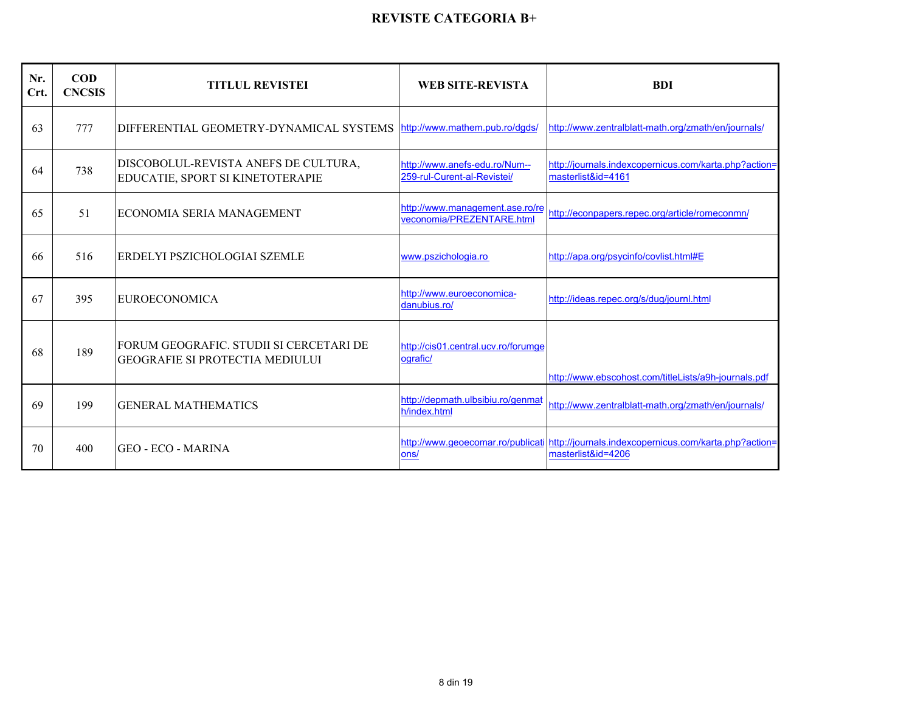# REVISTE CATEGORIA B+

| Nr. Crt. | COD CNCSIS | TITLUL REVISTEI | WEB SITE-REVISTA | BDI |
|---|---|---|---|---|
| 63 | 777 | DIFFERENTIAL GEOMETRY-DYNAMICAL SYSTEMS | http://www.mathem.pub.ro/dgds/ | http://www.zentralblatt-math.org/zmath/en/journals/ |
| 64 | 738 | DISCOBOLUL-REVISTA ANEFS DE CULTURA, EDUCATIE, SPORT SI KINETOTERAPIE | http://www.anefs-edu.ro/Num--259-rul-Curent-al-Revistei/ | http://journals.indexcopernicus.com/karta.php?action=masterlist&id=4161 |
| 65 | 51 | ECONOMIA SERIA MANAGEMENT | http://www.management.ase.ro/reveconomia/PREZENTARE.html | http://econpapers.repec.org/article/romeconmn/ |
| 66 | 516 | ERDELYI PSZICHOLOGIAI SZEMLE | www.pszichologia.ro | http://apa.org/psycinfo/covlist.html#E |
| 67 | 395 | EUROECONOMICA | http://www.euroeconomica-danubius.ro/ | http://ideas.repec.org/s/dug/journl.html |
| 68 | 189 | FORUM GEOGRAFIC. STUDII SI CERCETARI DE GEOGRAFIE SI PROTECTIA MEDIULUI | http://cis01.central.ucv.ro/forumgeografic/ | http://www.ebscohost.com/titleLists/a9h-journals.pdf |
| 69 | 199 | GENERAL MATHEMATICS | http://depmath.ulbsibiu.ro/genmath/index.html | http://www.zentralblatt-math.org/zmath/en/journals/ |
| 70 | 400 | GEO - ECO - MARINA | http://www.geoecomar.ro/publications/ | http://journals.indexcopernicus.com/karta.php?action=masterlist&id=4206 |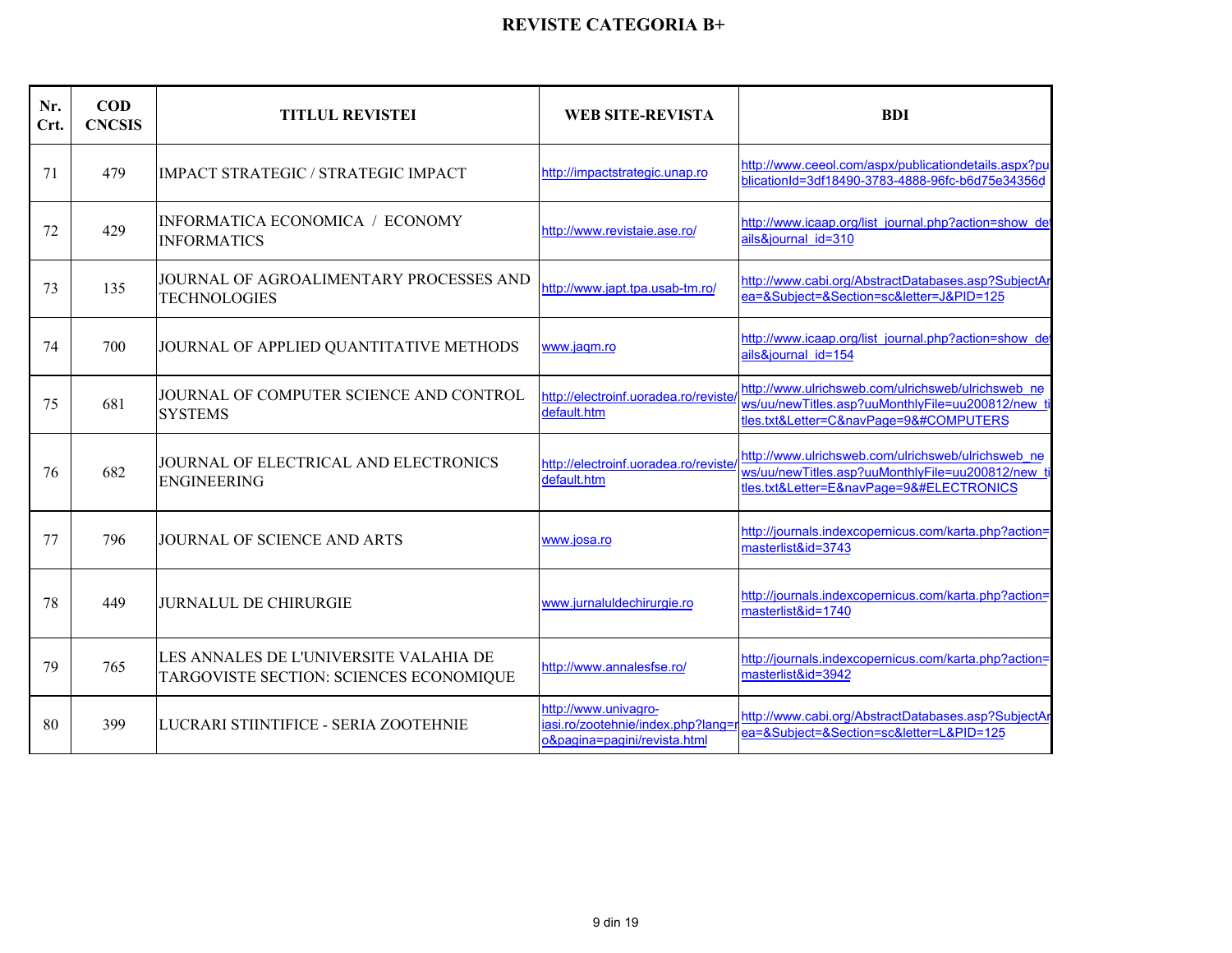# REVISTE CATEGORIA B+

| Nr. Crt. | COD CNCSIS | TITLUL REVISTEI | WEB SITE-REVISTA | BDI |
|---|---|---|---|---|
| 71 | 479 | IMPACT STRATEGIC / STRATEGIC IMPACT | http://impactstrategic.unap.ro | http://www.ceeol.com/aspx/publicationdetails.aspx?publicationId=3df18490-3783-4888-96fc-b6d75e34356d |
| 72 | 429 | INFORMATICA ECONOMICA / ECONOMY INFORMATICS | http://www.revistaie.ase.ro/ | http://www.icaap.org/list_journal.php?action=show_details&journal_id=310 |
| 73 | 135 | JOURNAL OF AGROALIMENTARY PROCESSES AND TECHNOLOGIES | http://www.japt.tpa.usab-tm.ro/ | http://www.cabi.org/AbstractDatabases.asp?SubjectArea=&Subject=&Section=sc&letter=J&PID=125 |
| 74 | 700 | JOURNAL OF APPLIED QUANTITATIVE METHODS | www.jaqm.ro | http://www.icaap.org/list_journal.php?action=show_details&journal_id=154 |
| 75 | 681 | JOURNAL OF COMPUTER SCIENCE AND CONTROL SYSTEMS | http://electroinf.uoradea.ro/reviste/default.htm | http://www.ulrichsweb.com/ulrichsweb/ulrichsweb_news/uu/newTitles.asp?uuMonthlyFile=uu200812/new_titles.txt&Letter=C&navPage=9&#COMPUTERS |
| 76 | 682 | JOURNAL OF ELECTRICAL AND ELECTRONICS ENGINEERING | http://electroinf.uoradea.ro/reviste/default.htm | http://www.ulrichsweb.com/ulrichsweb/ulrichsweb_news/uu/newTitles.asp?uuMonthlyFile=uu200812/new_titles.txt&Letter=E&navPage=9&#ELECTRONICS |
| 77 | 796 | JOURNAL OF SCIENCE AND ARTS | www.josa.ro | http://journals.indexcopernicus.com/karta.php?action=masterlist&id=3743 |
| 78 | 449 | JURNALUL DE CHIRURGIE | www.jurnaluldechirurgie.ro | http://journals.indexcopernicus.com/karta.php?action=masterlist&id=1740 |
| 79 | 765 | LES ANNALES DE L'UNIVERSITE VALAHIA DE TARGOVISTE SECTION: SCIENCES ECONOMIQUE | http://www.annalesfse.ro/ | http://journals.indexcopernicus.com/karta.php?action=masterlist&id=3942 |
| 80 | 399 | LUCRARI STIINTIFICE - SERIA ZOOTEHNIE | http://www.univagro-iasi.ro/zootehnie/index.php?lang=ro&pagina=pagini/revista.html | http://www.cabi.org/AbstractDatabases.asp?SubjectArea=&Subject=&Section=sc&letter=L&PID=125 |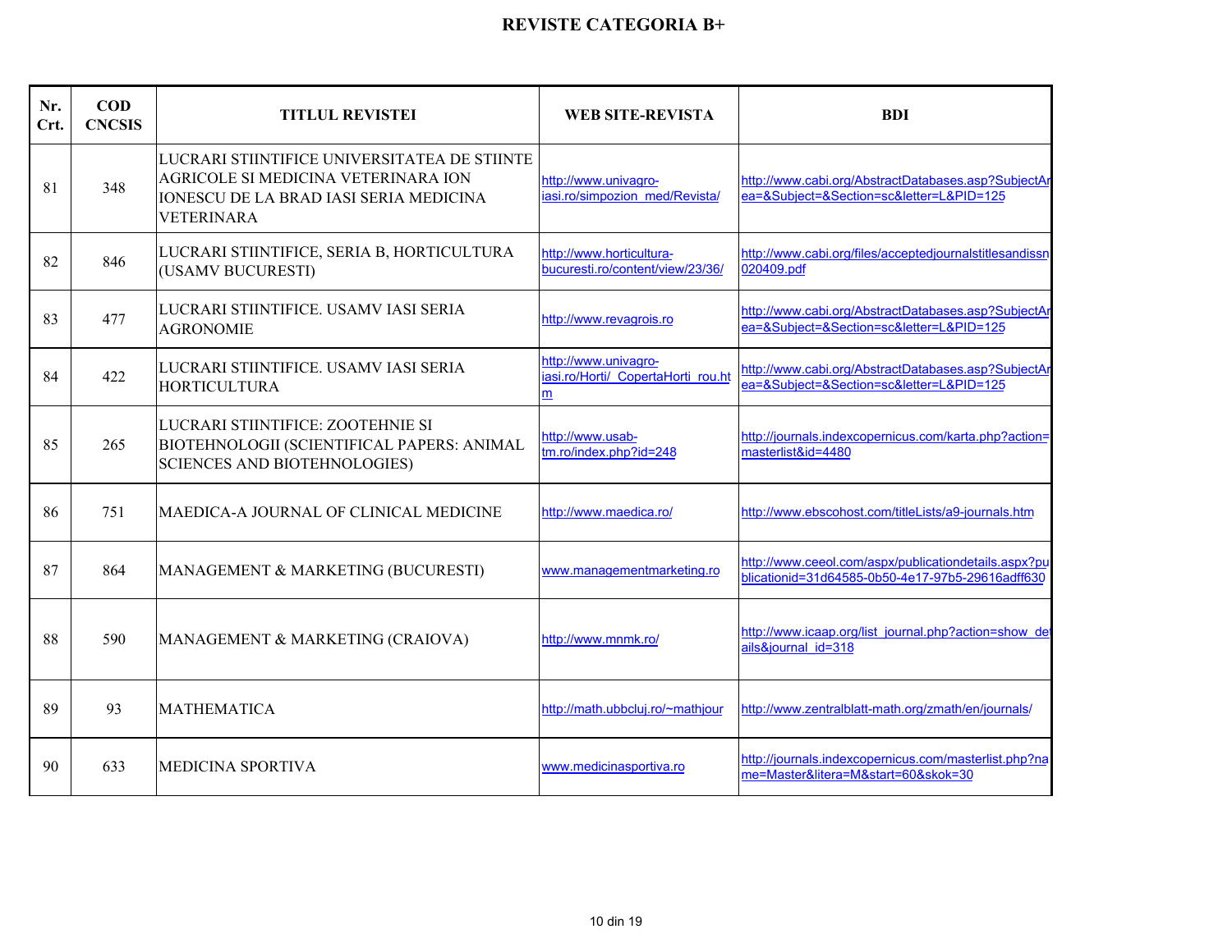# REVISTE CATEGORIA B+

| Nr. Crt. | COD CNCSIS | TITLUL REVISTEI | WEB SITE-REVISTA | BDI |
|---|---|---|---|---|
| 81 | 348 | LUCRARI STIINTIFICE UNIVERSITATEA DE STIINTE AGRICOLE SI MEDICINA VETERINARA ION IONESCU DE LA BRAD IASI SERIA MEDICINA VETERINARA | http://www.univagro-iasi.ro/simpozion_med/Revista/ | http://www.cabi.org/AbstractDatabases.asp?SubjectArea=&Subject=&Section=sc&letter=L&PID=125 |
| 82 | 846 | LUCRARI STIINTIFICE, SERIA B, HORTICULTURA (USAMV BUCURESTI) | http://www.horticultura-bucuresti.ro/content/view/23/36/ | http://www.cabi.org/files/acceptedjournalstitlesandissn020409.pdf |
| 83 | 477 | LUCRARI STIINTIFICE. USAMV IASI SERIA AGRONOMIE | http://www.revagrois.ro | http://www.cabi.org/AbstractDatabases.asp?SubjectArea=&Subject=&Section=sc&letter=L&PID=125 |
| 84 | 422 | LUCRARI STIINTIFICE. USAMV IASI SERIA HORTICULTURA | http://www.univagro-iasi.ro/Horti/_CopertaHorti_rou.htm | http://www.cabi.org/AbstractDatabases.asp?SubjectArea=&Subject=&Section=sc&letter=L&PID=125 |
| 85 | 265 | LUCRARI STIINTIFICE: ZOOTEHNIE SI BIOTEHNOLOGII (SCIENTIFICAL PAPERS: ANIMAL SCIENCES AND BIOTEHNOLOGIES) | http://www.usab-tm.ro/index.php?id=248 | http://journals.indexcopernicus.com/karta.php?action=masterlist&id=4480 |
| 86 | 751 | MAEDICA-A JOURNAL OF CLINICAL MEDICINE | http://www.maedica.ro/ | http://www.ebscohost.com/titleLists/a9-journals.htm |
| 87 | 864 | MANAGEMENT & MARKETING (BUCURESTI) | www.managementmarketing.ro | http://www.ceeol.com/aspx/publicationdetails.aspx?publicationid=31d64585-0b50-4e17-97b5-29616adff630 |
| 88 | 590 | MANAGEMENT & MARKETING (CRAIOVA) | http://www.mnmk.ro/ | http://www.icaap.org/list_journal.php?action=show_details&journal_id=318 |
| 89 | 93 | MATHEMATICA | http://math.ubbcluj.ro/~mathjour | http://www.zentralblatt-math.org/zmath/en/journals/ |
| 90 | 633 | MEDICINA SPORTIVA | www.medicinasportiva.ro | http://journals.indexcopernicus.com/masterlist.php?name=Master&litera=M&start=60&skok=30 |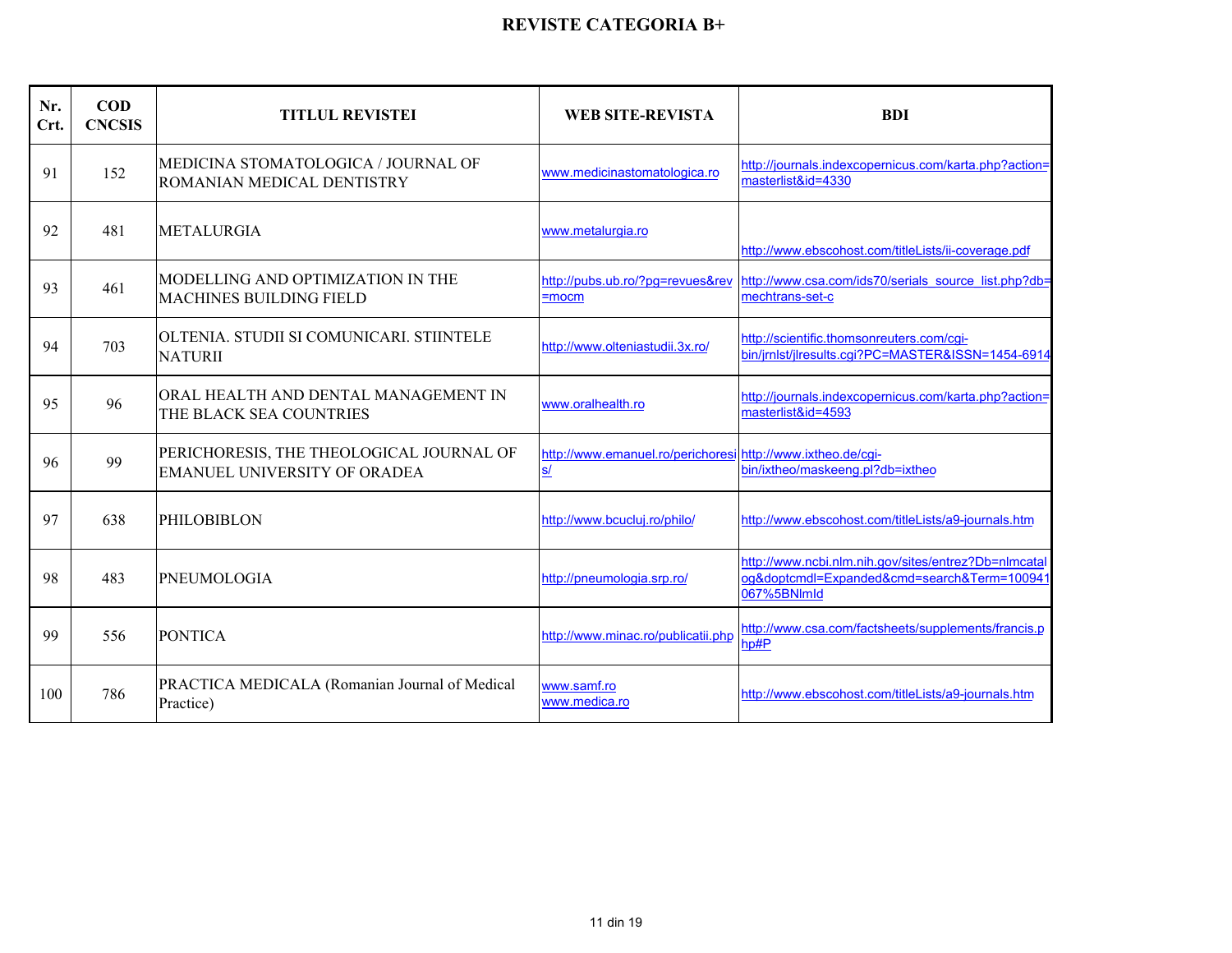# REVISTE CATEGORIA B+

| Nr. Crt. | COD CNCSIS | TITLUL REVISTEI | WEB SITE-REVISTA | BDI |
|---|---|---|---|---|
| 91 | 152 | MEDICINA STOMATOLOGICA / JOURNAL OF ROMANIAN MEDICAL DENTISTRY | www.medicinastomatologica.ro | http://journals.indexcopernicus.com/karta.php?action=masterlist&id=4330 |
| 92 | 481 | METALURGIA | www.metalurgia.ro | http://www.ebscohost.com/titleLists/ii-coverage.pdf |
| 93 | 461 | MODELLING AND OPTIMIZATION IN THE MACHINES BUILDING FIELD | http://pubs.ub.ro/?pg=revues&rev=mocm | http://www.csa.com/ids70/serials_source_list.php?db=mechtrans-set-c |
| 94 | 703 | OLTENIA. STUDII SI COMUNICARI. STIINTELE NATURII | http://www.olteniastudii.3x.ro/ | http://scientific.thomsonreuters.com/cgi-bin/jrnlst/jlresults.cgi?PC=MASTER&ISSN=1454-6914 |
| 95 | 96 | ORAL HEALTH AND DENTAL MANAGEMENT IN THE BLACK SEA COUNTRIES | www.oralhealth.ro | http://journals.indexcopernicus.com/karta.php?action=masterlist&id=4593 |
| 96 | 99 | PERICHORESIS, THE THEOLOGICAL JOURNAL OF EMANUEL UNIVERSITY OF ORADEA | http://www.emanuel.ro/perichoresis/ | http://www.ixtheo.de/cgi-bin/ixtheo/maskeeng.pl?db=ixtheo |
| 97 | 638 | PHILOBIBLON | http://www.bcucluj.ro/philo/ | http://www.ebscohost.com/titleLists/a9-journals.htm |
| 98 | 483 | PNEUMOLOGIA | http://pneumologia.srp.ro/ | http://www.ncbi.nlm.nih.gov/sites/entrez?Db=nlmcatalog&doptcmdl=Expanded&cmd=search&Term=100941067%5BNlmId |
| 99 | 556 | PONTICA | http://www.minac.ro/publicatii.php | http://www.csa.com/factsheets/supplements/francis.php#P |
| 100 | 786 | PRACTICA MEDICALA (Romanian Journal of Medical Practice) | www.samf.ro www.medica.ro | http://www.ebscohost.com/titleLists/a9-journals.htm |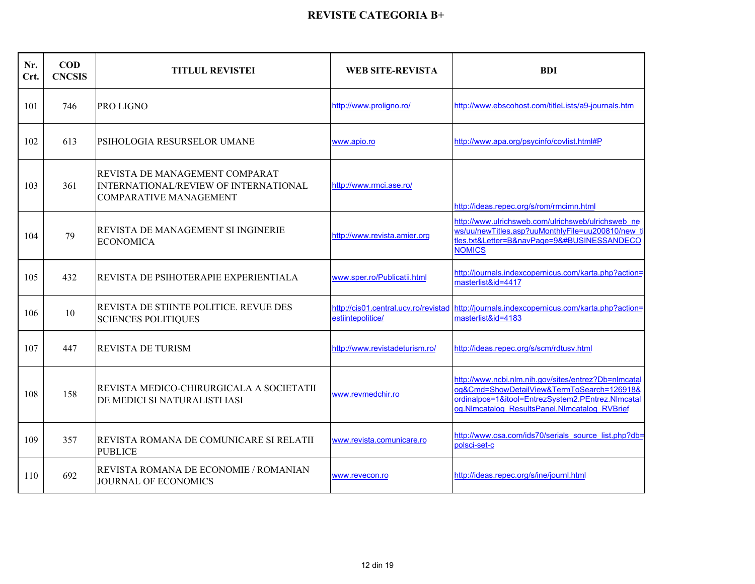# REVISTE CATEGORIA B+

| Nr. Crt. | COD CNCSIS | TITLUL REVISTEI | WEB SITE-REVISTA | BDI |
|---|---|---|---|---|
| 101 | 746 | PRO LIGNO | http://www.proligno.ro/ | http://www.ebscohost.com/titleLists/a9-journals.htm |
| 102 | 613 | PSIHOLOGIA RESURSELOR UMANE | www.apio.ro | http://www.apa.org/psycinfo/covlist.html#P |
| 103 | 361 | REVISTA DE MANAGEMENT COMPARAT INTERNATIONAL/REVIEW OF INTERNATIONAL COMPARATIVE MANAGEMENT | http://www.rmci.ase.ro/ | http://ideas.repec.org/s/rom/rmcimn.html |
| 104 | 79 | REVISTA DE MANAGEMENT SI INGINERIE ECONOMICA | http://www.revista.amier.org | http://www.ulrichsweb.com/ulrichsweb/ulrichsweb_news/uu/newTitles.asp?uuMonthlyFile=uu200810/new_titles.txt&Letter=B&navPage=9&#BUSINESSANDECONOMICS |
| 105 | 432 | REVISTA DE PSIHOTERAPIE EXPERIENTIALA | www.sper.ro/Publicatii.html | http://journals.indexcopernicus.com/karta.php?action=masterlist&id=4417 |
| 106 | 10 | REVISTA DE STIINTE POLITICE. REVUE DES SCIENCES POLITIQUES | http://cis01.central.ucv.ro/revistadestiintepolitice/ | http://journals.indexcopernicus.com/karta.php?action=masterlist&id=4183 |
| 107 | 447 | REVISTA DE TURISM | http://www.revistadeturism.ro/ | http://ideas.repec.org/s/scm/rdtusv.html |
| 108 | 158 | REVISTA MEDICO-CHIRURGICALA A SOCIETATII DE MEDICI SI NATURALISTI IASI | www.revmedchir.ro | http://www.ncbi.nlm.nih.gov/sites/entrez?Db=nlmcatalog&Cmd=ShowDetailView&TermToSearch=126918&ordinalpos=1&itool=EntrezSystem2.PEntrez.Nlmcatalog.Nlmcatalog_ResultsPanel.Nlmcatalog_RVBrief |
| 109 | 357 | REVISTA ROMANA DE COMUNICARE SI RELATII PUBLICE | www.revista.comunicare.ro | http://www.csa.com/ids70/serials_source_list.php?db=polsci-set-c |
| 110 | 692 | REVISTA ROMANA DE ECONOMIE / ROMANIAN JOURNAL OF ECONOMICS | www.revecon.ro | http://ideas.repec.org/s/ine/journl.html |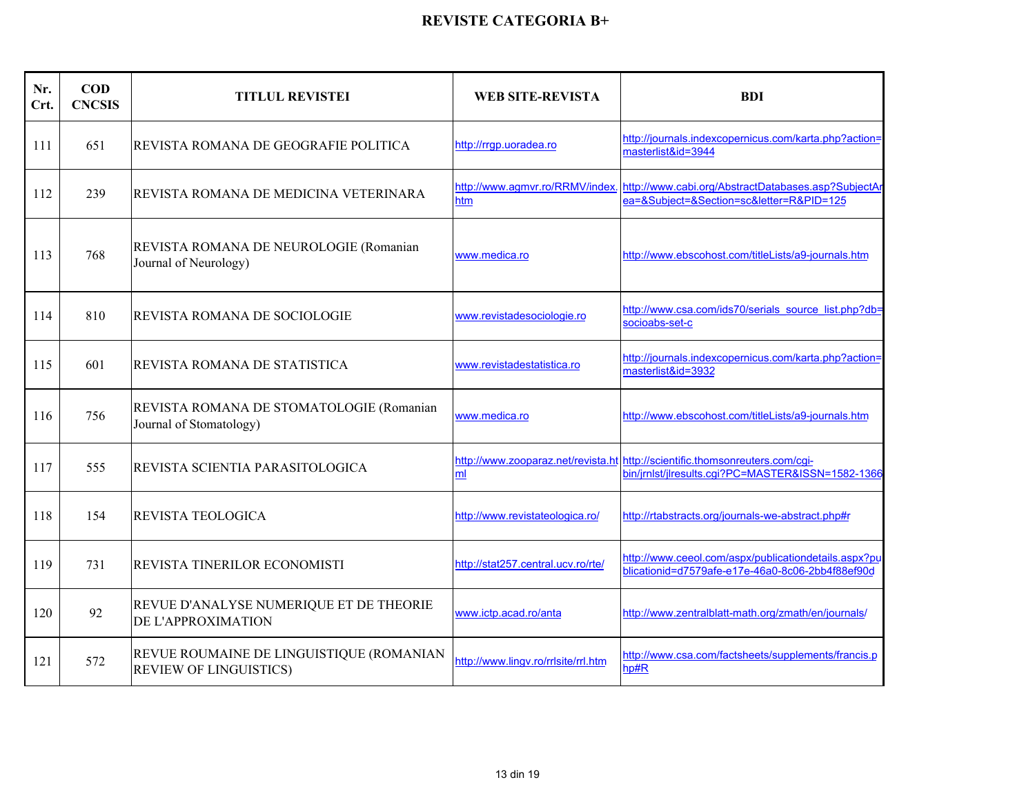# REVISTE CATEGORIA B+

| Nr. Crt. | COD CNCSIS | TITLUL REVISTEI | WEB SITE-REVISTA | BDI |
|---|---|---|---|---|
| 111 | 651 | REVISTA ROMANA DE GEOGRAFIE POLITICA | http://rrgp.uoradea.ro | http://journals.indexcopernicus.com/karta.php?action=masterlist&id=3944 |
| 112 | 239 | REVISTA ROMANA DE MEDICINA VETERINARA | http://www.agmvr.ro/RRMV/index.htm | http://www.cabi.org/AbstractDatabases.asp?SubjectArea=&Subject=&Section=sc&letter=R&PID=125 |
| 113 | 768 | REVISTA ROMANA DE NEUROLOGIE (Romanian Journal of Neurology) | www.medica.ro | http://www.ebscohost.com/titleLists/a9-journals.htm |
| 114 | 810 | REVISTA ROMANA DE SOCIOLOGIE | www.revistadesociologie.ro | http://www.csa.com/ids70/serials_source_list.php?db=socioabs-set-c |
| 115 | 601 | REVISTA ROMANA DE STATISTICA | www.revistadestatistica.ro | http://journals.indexcopernicus.com/karta.php?action=masterlist&id=3932 |
| 116 | 756 | REVISTA ROMANA DE STOMATOLOGIE (Romanian Journal of Stomatology) | www.medica.ro | http://www.ebscohost.com/titleLists/a9-journals.htm |
| 117 | 555 | REVISTA SCIENTIA PARASITOLOGICA | http://www.zooparaz.net/revista.html | http://scientific.thomsonreuters.com/cgi-bin/jrnlst/jlresults.cgi?PC=MASTER&ISSN=1582-1366 |
| 118 | 154 | REVISTA TEOLOGICA | http://www.revistateologica.ro/ | http://rtabstracts.org/journals-we-abstract.php#r |
| 119 | 731 | REVISTA TINERILOR ECONOMISTI | http://stat257.central.ucv.ro/rte/ | http://www.ceeol.com/aspx/publicationdetails.aspx?publicationid=d7579afe-e17e-46a0-8c06-2bb4f88ef90d |
| 120 | 92 | REVUE D'ANALYSE NUMERIQUE ET DE THEORIE DE L'APPROXIMATION | www.ictp.acad.ro/anta | http://www.zentralblatt-math.org/zmath/en/journals/ |
| 121 | 572 | REVUE ROUMAINE DE LINGUISTIQUE (ROMANIAN REVIEW OF LINGUISTICS) | http://www.lingv.ro/rrlsite/rrl.htm | http://www.csa.com/factsheets/supplements/francis.php#R |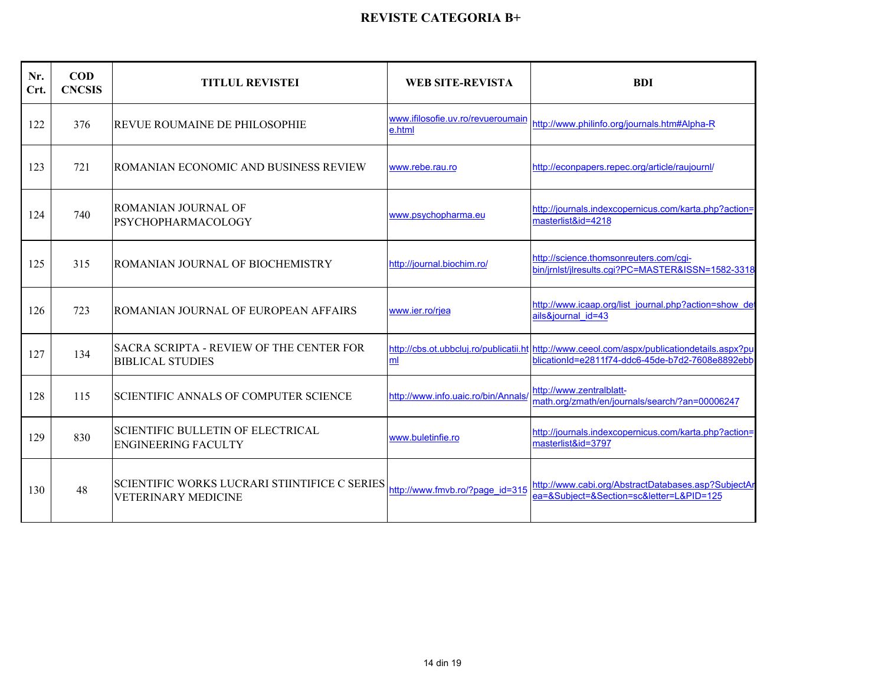# REVISTE CATEGORIA B+

| Nr. Crt. | COD CNCSIS | TITLUL REVISTEI | WEB SITE-REVISTA | BDI |
|---|---|---|---|---|
| 122 | 376 | REVUE ROUMAINE DE PHILOSOPHIE | www.ifilosofie.uv.ro/revueroumaine.html | http://www.philinfo.org/journals.htm#Alpha-R |
| 123 | 721 | ROMANIAN ECONOMIC AND BUSINESS REVIEW | www.rebe.rau.ro | http://econpapers.repec.org/article/raujournl/ |
| 124 | 740 | ROMANIAN JOURNAL OF PSYCHOPHARMACOLOGY | www.psychopharma.eu | http://journals.indexcopernicus.com/karta.php?action=masterlist&id=4218 |
| 125 | 315 | ROMANIAN JOURNAL OF BIOCHEMISTRY | http://journal.biochim.ro/ | http://science.thomsonreuters.com/cgi-bin/jrnlst/jlresults.cgi?PC=MASTER&ISSN=1582-3318 |
| 126 | 723 | ROMANIAN JOURNAL OF EUROPEAN AFFAIRS | www.ier.ro/rjea | http://www.icaap.org/list_journal.php?action=show_details&journal_id=43 |
| 127 | 134 | SACRA SCRIPTA - REVIEW OF THE CENTER FOR BIBLICAL STUDIES | http://cbs.ot.ubbcluj.ro/publicatii.html | http://www.ceeol.com/aspx/publicationdetails.aspx?publicationId=e2811f74-ddc6-45de-b7d2-7608e8892ebb |
| 128 | 115 | SCIENTIFIC ANNALS OF COMPUTER SCIENCE | http://www.info.uaic.ro/bin/Annals/ | http://www.zentralblatt-math.org/zmath/en/journals/search/?an=00006247 |
| 129 | 830 | SCIENTIFIC BULLETIN OF ELECTRICAL ENGINEERING FACULTY | www.buletinfie.ro | http://journals.indexcopernicus.com/karta.php?action=masterlist&id=3797 |
| 130 | 48 | SCIENTIFIC WORKS LUCRARI STIINTIFICE C SERIES VETERINARY MEDICINE | http://www.fmvb.ro/?page_id=315 | http://www.cabi.org/AbstractDatabases.asp?SubjectArea=&Subject=&Section=sc&letter=L&PID=125 |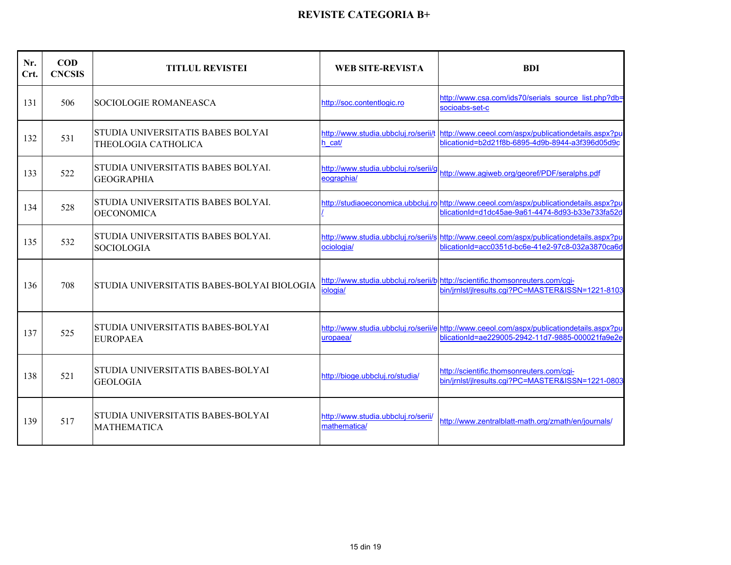# REVISTE CATEGORIA B+

| Nr. Crt. | COD CNCSIS | TITLUL REVISTEI | WEB SITE-REVISTA | BDI |
|---|---|---|---|---|
| 131 | 506 | SOCIOLOGIE ROMANEASCA | http://soc.contentlogic.ro | http://www.csa.com/ids70/serials_source_list.php?db=socioabs-set-c |
| 132 | 531 | STUDIA UNIVERSITATIS BABES BOLYAI THEOLOGIA CATHOLICA | http://www.studia.ubbcluj.ro/serii/th_cat/ | http://www.ceeol.com/aspx/publicationdetails.aspx?publicationid=b2d21f8b-6895-4d9b-8944-a3f396d05d9c |
| 133 | 522 | STUDIA UNIVERSITATIS BABES BOLYAI. GEOGRAPHIA | http://www.studia.ubbcluj.ro/serii/geographia/ | http://www.agiweb.org/georef/PDF/seralphs.pdf |
| 134 | 528 | STUDIA UNIVERSITATIS BABES BOLYAI. OECONOMICA | http://studiaoeconomica.ubbcluj.ro/ | http://www.ceeol.com/aspx/publicationdetails.aspx?publicationId=d1dc45ae-9a61-4474-8d93-b33e733fa52d |
| 135 | 532 | STUDIA UNIVERSITATIS BABES BOLYAI. SOCIOLOGIA | http://www.studia.ubbcluj.ro/serii/sociologia/ | http://www.ceeol.com/aspx/publicationdetails.aspx?publicationId=acc0351d-bc6e-41e2-97c8-032a3870ca6d |
| 136 | 708 | STUDIA UNIVERSITATIS BABES-BOLYAI BIOLOGIA | http://www.studia.ubbcluj.ro/serii/biologia/ | http://scientific.thomsonreuters.com/cgi-bin/jrnlst/jlresults.cgi?PC=MASTER&ISSN=1221-8103 |
| 137 | 525 | STUDIA UNIVERSITATIS BABES-BOLYAI EUROPAEA | http://www.studia.ubbcluj.ro/serii/europaea/ | http://www.ceeol.com/aspx/publicationdetails.aspx?publicationId=ae229005-2942-11d7-9885-000021fa9e2e |
| 138 | 521 | STUDIA UNIVERSITATIS BABES-BOLYAI GEOLOGIA | http://bioge.ubbcluj.ro/studia/ | http://scientific.thomsonreuters.com/cgi-bin/jrnlst/jlresults.cgi?PC=MASTER&ISSN=1221-0803 |
| 139 | 517 | STUDIA UNIVERSITATIS BABES-BOLYAI MATHEMATICA | http://www.studia.ubbcluj.ro/serii/mathematica/ | http://www.zentralblatt-math.org/zmath/en/journals/ |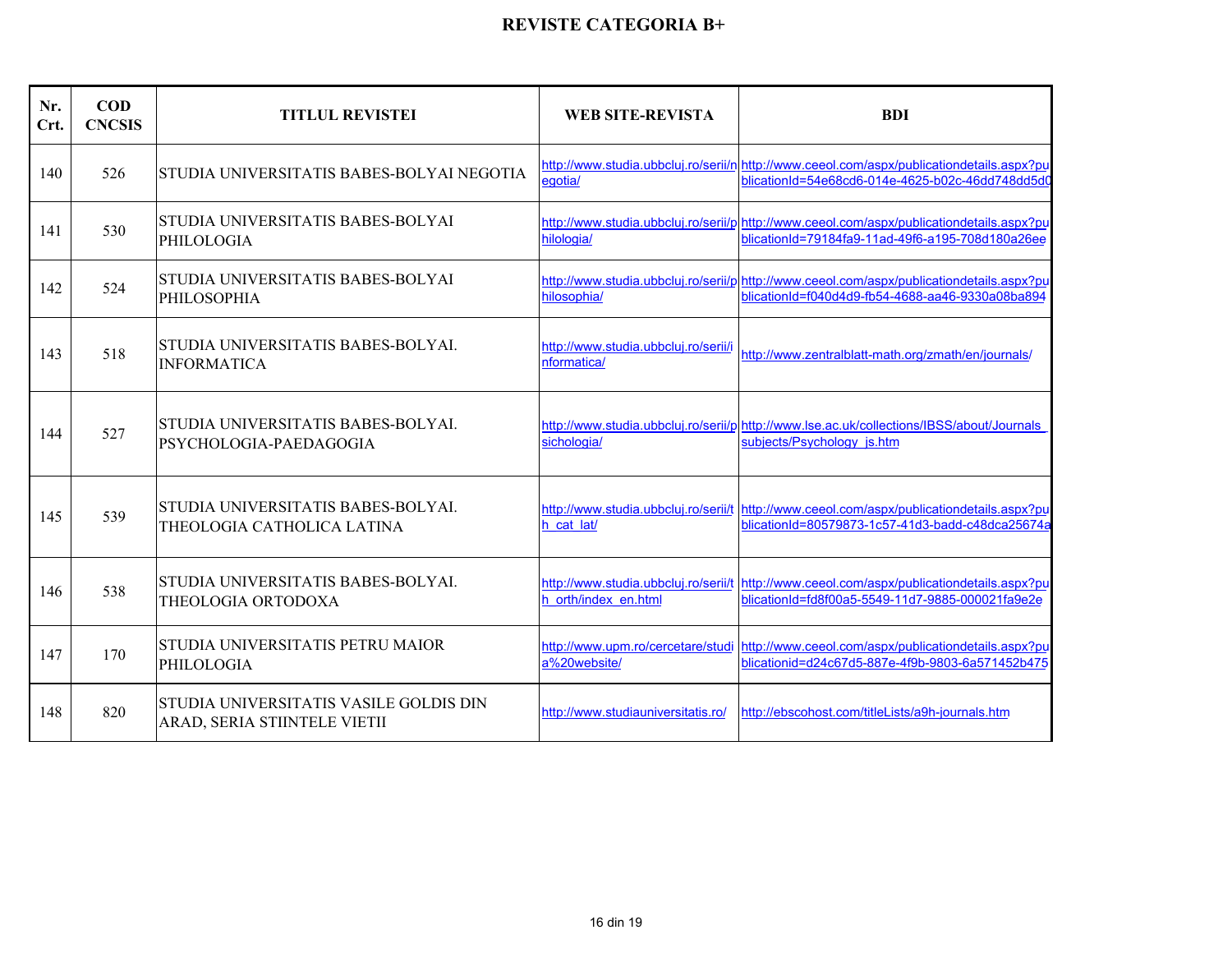# REVISTE CATEGORIA B+

| Nr. Crt. | COD CNCSIS | TITLUL REVISTEI | WEB SITE-REVISTA | BDI |
|---|---|---|---|---|
| 140 | 526 | STUDIA UNIVERSITATIS BABES-BOLYAI NEGOTIA | http://www.studia.ubbcluj.ro/serii/negotia/ | http://www.ceeol.com/aspx/publicationdetails.aspx?publicationId=54e68cd6-014e-4625-b02c-46dd748dd5d0 |
| 141 | 530 | STUDIA UNIVERSITATIS BABES-BOLYAI PHILOLOGIA | http://www.studia.ubbcluj.ro/serii/philologia/ | http://www.ceeol.com/aspx/publicationdetails.aspx?publicationId=79184fa9-11ad-49f6-a195-708d180a26ee |
| 142 | 524 | STUDIA UNIVERSITATIS BABES-BOLYAI PHILOSOPHIA | http://www.studia.ubbcluj.ro/serii/philosophia/ | http://www.ceeol.com/aspx/publicationdetails.aspx?publicationId=f040d4d9-fb54-4688-aa46-9330a08ba894 |
| 143 | 518 | STUDIA UNIVERSITATIS BABES-BOLYAI. INFORMATICA | http://www.studia.ubbcluj.ro/serii/informatica/ | http://www.zentralblatt-math.org/zmath/en/journals/ |
| 144 | 527 | STUDIA UNIVERSITATIS BABES-BOLYAI. PSYCHOLOGIA-PAEDAGOGIA | http://www.studia.ubbcluj.ro/serii/psichologia/ | http://www.lse.ac.uk/collections/IBSS/about/Journals_subjects/Psychology_js.htm |
| 145 | 539 | STUDIA UNIVERSITATIS BABES-BOLYAI. THEOLOGIA CATHOLICA LATINA | http://www.studia.ubbcluj.ro/serii/th_cat_lat/ | http://www.ceeol.com/aspx/publicationdetails.aspx?publicationId=80579873-1c57-41d3-badd-c48dca25674a |
| 146 | 538 | STUDIA UNIVERSITATIS BABES-BOLYAI. THEOLOGIA ORTODOXA | http://www.studia.ubbcluj.ro/serii/th_orth/index_en.html | http://www.ceeol.com/aspx/publicationdetails.aspx?publicationId=fd8f00a5-5549-11d7-9885-000021fa9e2e |
| 147 | 170 | STUDIA UNIVERSITATIS PETRU MAIOR PHILOLOGIA | http://www.upm.ro/cercetare/studia%20website/ | http://www.ceeol.com/aspx/publicationdetails.aspx?publicationid=d24c67d5-887e-4f9b-9803-6a571452b475 |
| 148 | 820 | STUDIA UNIVERSITATIS VASILE GOLDIS DIN ARAD, SERIA STIINTELE VIETII | http://www.studiauniversitatis.ro/ | http://ebscohost.com/titleLists/a9h-journals.htm |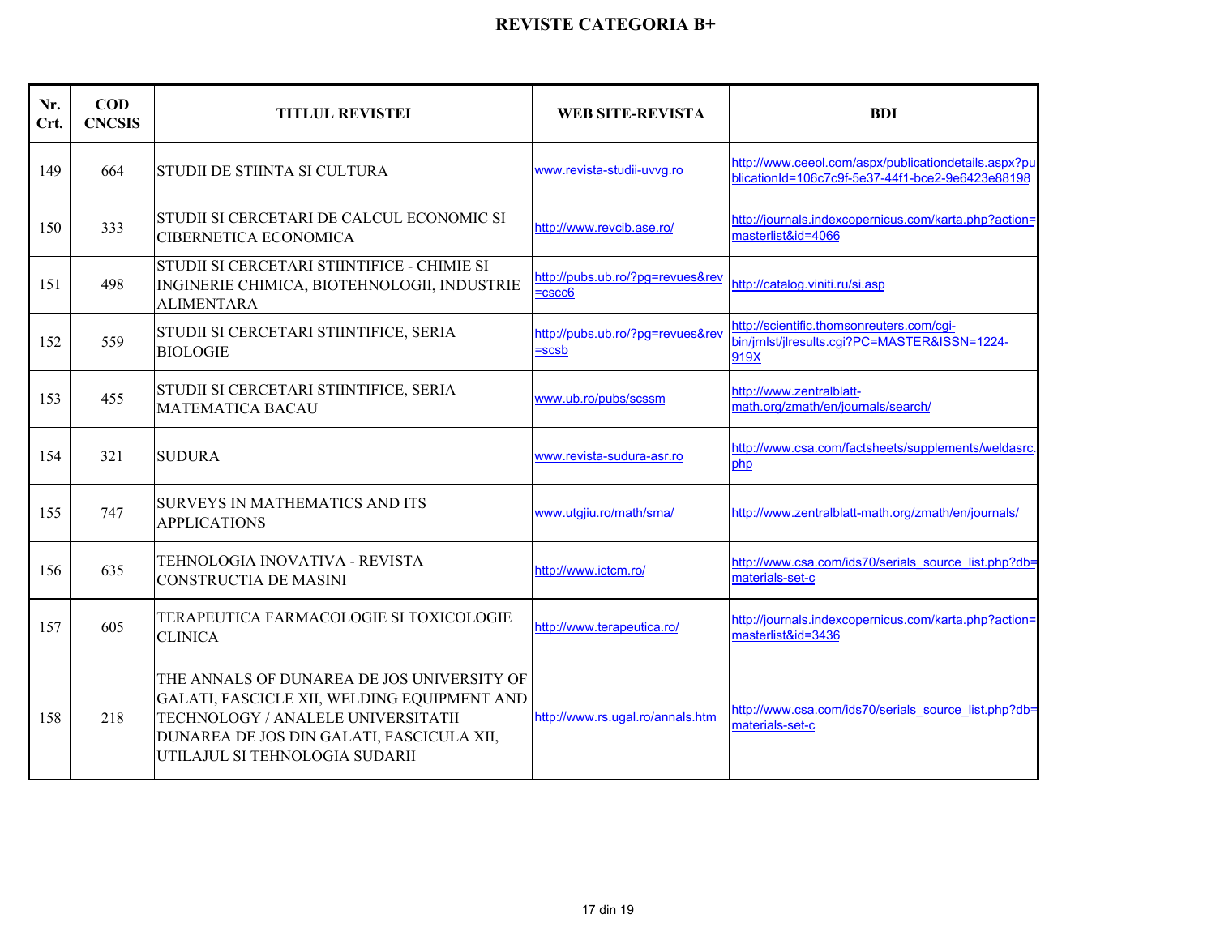## REVISTE CATEGORIA B+

| Nr. Crt. | COD CNCSIS | TITLUL REVISTEI | WEB SITE-REVISTA | BDI |
|---|---|---|---|---|
| 149 | 664 | STUDII DE STIINTA SI CULTURA | www.revista-studii-uvvg.ro | http://www.ceeol.com/aspx/publicationdetails.aspx?publicationId=106c7c9f-5e37-44f1-bce2-9e6423e88198 |
| 150 | 333 | STUDII SI CERCETARI DE CALCUL ECONOMIC SI CIBERNETICA ECONOMICA | http://www.revcib.ase.ro/ | http://journals.indexcopernicus.com/karta.php?action=masterlist&id=4066 |
| 151 | 498 | STUDII SI CERCETARI STIINTIFICE - CHIMIE SI INGINERIE CHIMICA, BIOTEHNOLOGII, INDUSTRIE ALIMENTARA | http://pubs.ub.ro/?pg=revues&rev=cscc6 | http://catalog.viniti.ru/si.asp |
| 152 | 559 | STUDII SI CERCETARI STIINTIFICE, SERIA BIOLOGIE | http://pubs.ub.ro/?pg=revues&rev=scsb | http://scientific.thomsonreuters.com/cgi-bin/jrnlst/jlresults.cgi?PC=MASTER&ISSN=1224-919X |
| 153 | 455 | STUDII SI CERCETARI STIINTIFICE, SERIA MATEMATICA BACAU | www.ub.ro/pubs/scssm | http://www.zentralblatt-math.org/zmath/en/journals/search/ |
| 154 | 321 | SUDURA | www.revista-sudura-asr.ro | http://www.csa.com/factsheets/supplements/weldasrc.php |
| 155 | 747 | SURVEYS IN MATHEMATICS AND ITS APPLICATIONS | www.utgjiu.ro/math/sma/ | http://www.zentralblatt-math.org/zmath/en/journals/ |
| 156 | 635 | TEHNOLOGIA INOVATIVA - REVISTA CONSTRUCTIA DE MASINI | http://www.ictcm.ro/ | http://www.csa.com/ids70/serials_source_list.php?db=materials-set-c |
| 157 | 605 | TERAPEUTICA FARMACOLOGIE SI TOXICOLOGIE CLINICA | http://www.terapeutica.ro/ | http://journals.indexcopernicus.com/karta.php?action=masterlist&id=3436 |
| 158 | 218 | THE ANNALS OF DUNAREA DE JOS UNIVERSITY OF GALATI, FASCICLE XII, WELDING EQUIPMENT AND TECHNOLOGY / ANALELE UNIVERSITATII DUNAREA DE JOS DIN GALATI, FASCICULA XII, UTILAJUL SI TEHNOLOGIA SUDARII | http://www.rs.ugal.ro/annals.htm | http://www.csa.com/ids70/serials_source_list.php?db=materials-set-c |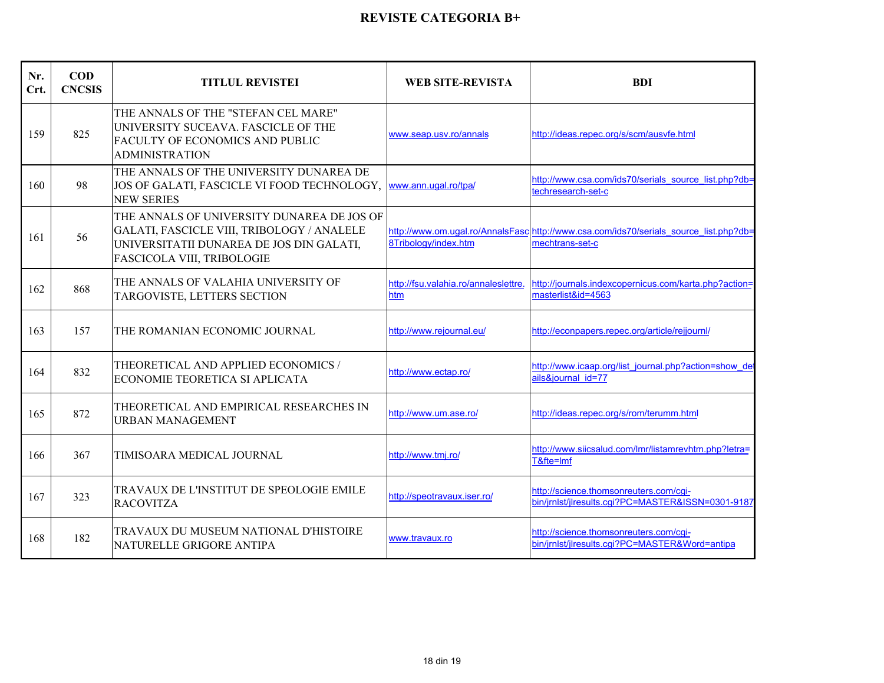# REVISTE CATEGORIA B+

| Nr. Crt. | COD CNCSIS | TITLUL REVISTEI | WEB SITE-REVISTA | BDI |
|---|---|---|---|---|
| 159 | 825 | THE ANNALS OF THE "STEFAN CEL MARE" UNIVERSITY SUCEAVA. FASCICLE OF THE FACULTY OF ECONOMICS AND PUBLIC ADMINISTRATION | www.seap.usv.ro/annals | http://ideas.repec.org/s/scm/ausvfe.html |
| 160 | 98 | THE ANNALS OF THE UNIVERSITY DUNAREA DE JOS OF GALATI, FASCICLE VI FOOD TECHNOLOGY, NEW SERIES | www.ann.ugal.ro/tpa/ | http://www.csa.com/ids70/serials_source_list.php?db=techresearch-set-c |
| 161 | 56 | THE ANNALS OF UNIVERSITY DUNAREA DE JOS OF GALATI, FASCICLE VIII, TRIBOLOGY / ANALELE UNIVERSITATII DUNAREA DE JOS DIN GALATI, FASCICOLA VIII, TRIBOLOGIE | http://www.om.ugal.ro/AnnalsFasc8Tribology/index.htm | http://www.csa.com/ids70/serials_source_list.php?db=mechtrans-set-c |
| 162 | 868 | THE ANNALS OF VALAHIA UNIVERSITY OF TARGOVISTE, LETTERS SECTION | http://fsu.valahia.ro/annaleslettre.htm | http://journals.indexcopernicus.com/karta.php?action=masterlist&id=4563 |
| 163 | 157 | THE ROMANIAN ECONOMIC JOURNAL | http://www.rejournal.eu/ | http://econpapers.repec.org/article/rejjournl/ |
| 164 | 832 | THEORETICAL AND APPLIED ECONOMICS / ECONOMIE TEORETICA SI APLICATA | http://www.ectap.ro/ | http://www.icaap.org/list_journal.php?action=show_details&journal_id=77 |
| 165 | 872 | THEORETICAL AND EMPIRICAL RESEARCHES IN URBAN MANAGEMENT | http://www.um.ase.ro/ | http://ideas.repec.org/s/rom/terumm.html |
| 166 | 367 | TIMISOARA MEDICAL JOURNAL | http://www.tmj.ro/ | http://www.siicsalud.com/lmr/listamrevhtm.php?letra=T&fte=lmf |
| 167 | 323 | TRAVAUX DE L'INSTITUT DE SPEOLOGIE EMILE RACOVITZA | http://speotravaux.iser.ro/ | http://science.thomsonreuters.com/cgi-bin/jrnlst/jlresults.cgi?PC=MASTER&ISSN=0301-9187 |
| 168 | 182 | TRAVAUX DU MUSEUM NATIONAL D'HISTOIRE NATURELLE GRIGORE ANTIPA | www.travaux.ro | http://science.thomsonreuters.com/cgi-bin/jrnlst/jlresults.cgi?PC=MASTER&Word=antipa |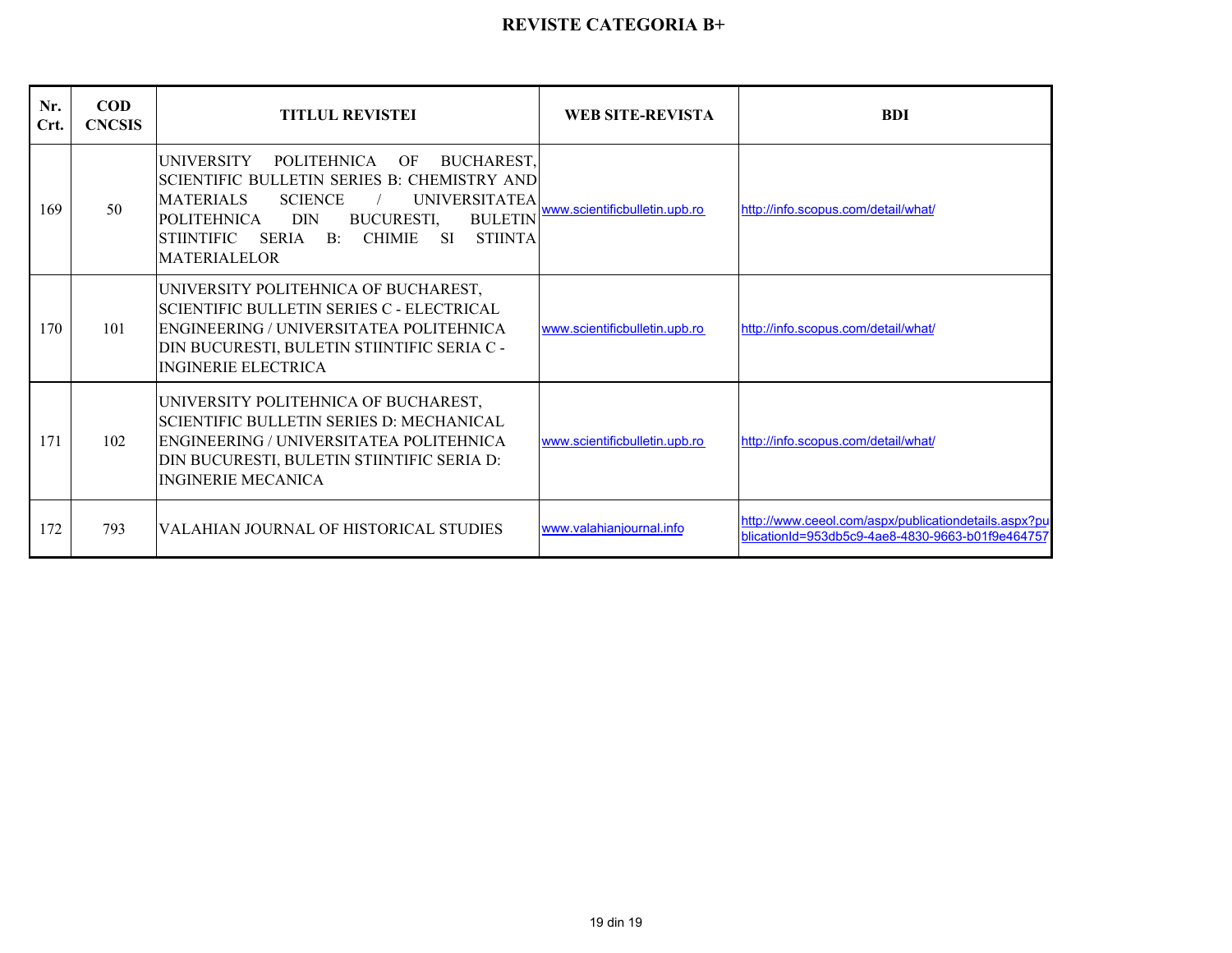# REVISTE CATEGORIA B+

| Nr. Crt. | COD CNCSIS | TITLUL REVISTEI | WEB SITE-REVISTA | BDI |
|---|---|---|---|---|
| 169 | 50 | UNIVERSITY POLITEHNICA OF BUCHAREST, SCIENTIFIC BULLETIN SERIES B: CHEMISTRY AND MATERIALS SCIENCE / UNIVERSITATEA POLITEHNICA DIN BUCURESTI, BULETIN STIINTIFIC SERIA B: CHIMIE SI STIINTA MATERIALELOR | www.scientificbulletin.upb.ro | http://info.scopus.com/detail/what/ |
| 170 | 101 | UNIVERSITY POLITEHNICA OF BUCHAREST, SCIENTIFIC BULLETIN SERIES C - ELECTRICAL ENGINEERING / UNIVERSITATEA POLITEHNICA DIN BUCURESTI, BULETIN STIINTIFIC SERIA C - INGINERIE ELECTRICA | www.scientificbulletin.upb.ro | http://info.scopus.com/detail/what/ |
| 171 | 102 | UNIVERSITY POLITEHNICA OF BUCHAREST, SCIENTIFIC BULLETIN SERIES D: MECHANICAL ENGINEERING / UNIVERSITATEA POLITEHNICA DIN BUCURESTI, BULETIN STIINTIFIC SERIA D: INGINERIE MECANICA | www.scientificbulletin.upb.ro | http://info.scopus.com/detail/what/ |
| 172 | 793 | VALAHIAN JOURNAL OF HISTORICAL STUDIES | www.valahianjournal.info | http://www.ceeol.com/aspx/publicationdetails.aspx?publicationId=953db5c9-4ae8-4830-9663-b01f9e464757 |